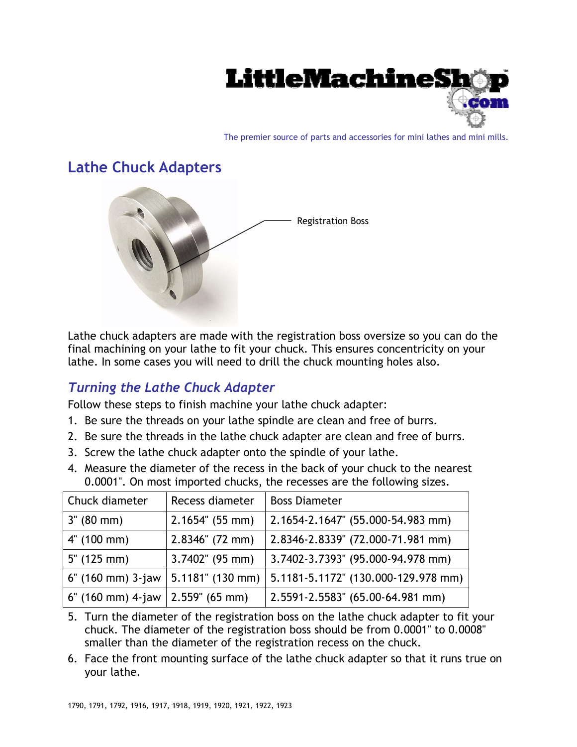The premier source of parts and accessories for mini lathes and mini mills.

# Lathe Chuck Adapters

Registration Boss

Lathe chuck adapters are made with the registration boss oversize so you can do the final machining on your lathe to fit your chuck. This ensures concentricity on your lathe. In some cases you will need to drill the chuck mounting holes also.

## *Turning the Lathe Chuck Adapter*

Follow these steps to finish machine your lathe chuck adapter:

1. Be sure the threads on your lathe spindle are clean and free of burrs.
2. Be sure the threads in the lathe chuck adapter are clean and free of burrs.
3. Screw the lathe chuck adapter onto the spindle of your lathe.
4. Measure the diameter of the recess in the back of your chuck to the nearest 0.0001". On most imported chucks, the recesses are the following sizes.

| Chuck diameter | Recess diameter | Boss Diameter |
|---|---|---|
| 3" (80 mm) | 2.1654" (55 mm) | 2.1654-2.1647" (55.000-54.983 mm) |
| 4" (100 mm) | 2.8346" (72 mm) | 2.8346-2.8339" (72.000-71.981 mm) |
| 5" (125 mm) | 3.7402" (95 mm) | 3.7402-3.7393" (95.000-94.978 mm) |
| 6" (160 mm) 3-jaw | 5.1181" (130 mm) | 5.1181-5.1172" (130.000-129.978 mm) |
| 6" (160 mm) 4-jaw | 2.559" (65 mm) | 2.5591-2.5583" (65.00-64.981 mm) |

5. Turn the diameter of the registration boss on the lathe chuck adapter to fit your chuck. The diameter of the registration boss should be from 0.0001" to 0.0008" smaller than the diameter of the registration recess on the chuck.
6. Face the front mounting surface of the lathe chuck adapter so that it runs true on your lathe.

1790, 1791, 1792, 1916, 1917, 1918, 1919, 1920, 1921, 1922, 1923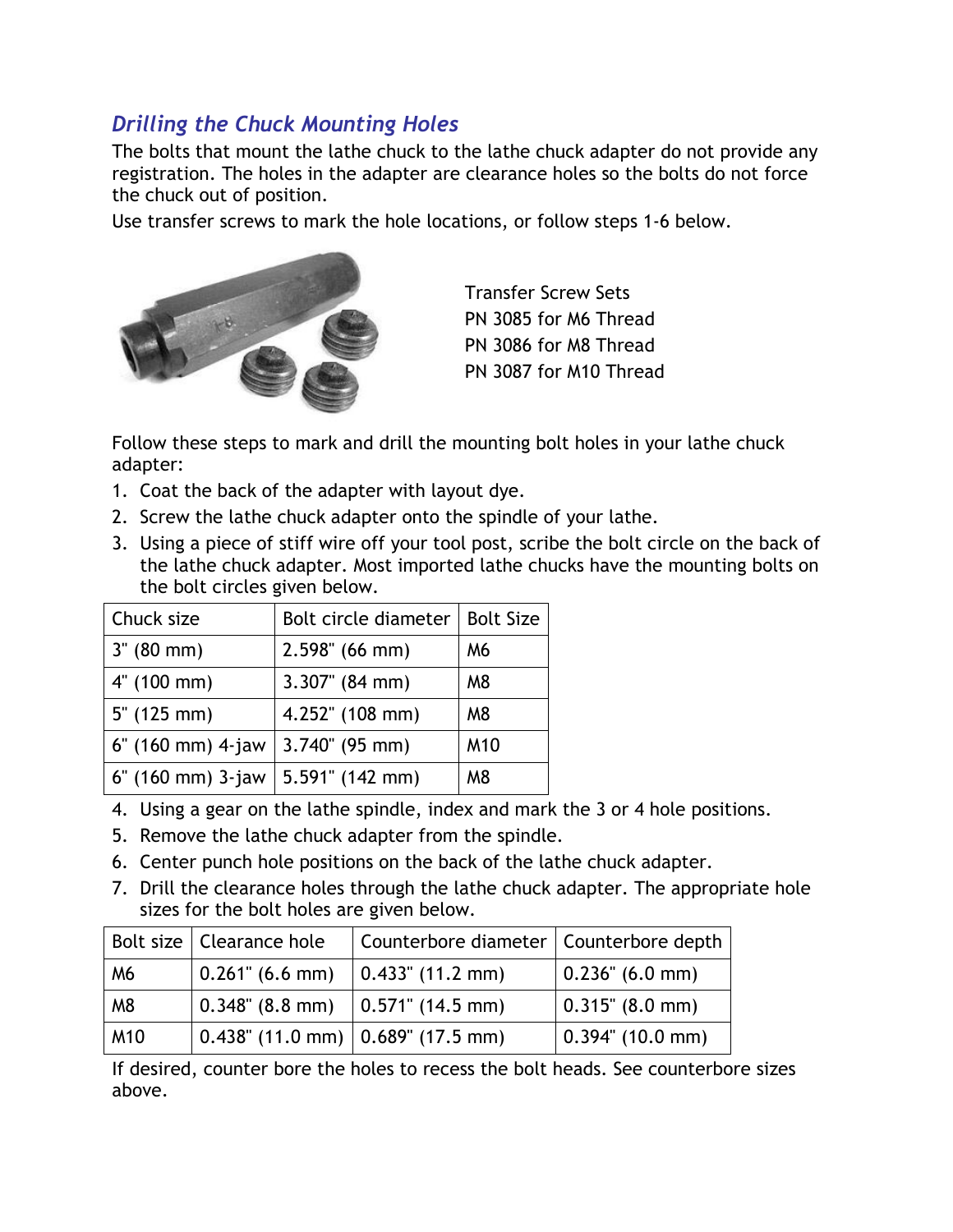### *Drilling the Chuck Mounting Holes*

The bolts that mount the lathe chuck to the lathe chuck adapter do not provide any registration. The holes in the adapter are clearance holes so the bolts do not force the chuck out of position.

Use transfer screws to mark the hole locations, or follow steps 1-6 below.

Transfer Screw Sets
PN 3085 for M6 Thread
PN 3086 for M8 Thread
PN 3087 for M10 Thread

Follow these steps to mark and drill the mounting bolt holes in your lathe chuck adapter:

1. Coat the back of the adapter with layout dye.
2. Screw the lathe chuck adapter onto the spindle of your lathe.
3. Using a piece of stiff wire off your tool post, scribe the bolt circle on the back of the lathe chuck adapter. Most imported lathe chucks have the mounting bolts on the bolt circles given below.

| Chuck size | Bolt circle diameter | Bolt Size |
|---|---|---|
| 3" (80 mm) | 2.598" (66 mm) | M6 |
| 4" (100 mm) | 3.307" (84 mm) | M8 |
| 5" (125 mm) | 4.252" (108 mm) | M8 |
| 6" (160 mm) 4-jaw | 3.740" (95 mm) | M10 |
| 6" (160 mm) 3-jaw | 5.591" (142 mm) | M8 |

4. Using a gear on the lathe spindle, index and mark the 3 or 4 hole positions.
5. Remove the lathe chuck adapter from the spindle.
6. Center punch hole positions on the back of the lathe chuck adapter.
7. Drill the clearance holes through the lathe chuck adapter. The appropriate hole sizes for the bolt holes are given below.

| Bolt size | Clearance hole | Counterbore diameter | Counterbore depth |
|---|---|---|---|
| M6 | 0.261" (6.6 mm) | 0.433" (11.2 mm) | 0.236" (6.0 mm) |
| M8 | 0.348" (8.8 mm) | 0.571" (14.5 mm) | 0.315" (8.0 mm) |
| M10 | 0.438" (11.0 mm) | 0.689" (17.5 mm) | 0.394" (10.0 mm) |

If desired, counter bore the holes to recess the bolt heads. See counterbore sizes above.